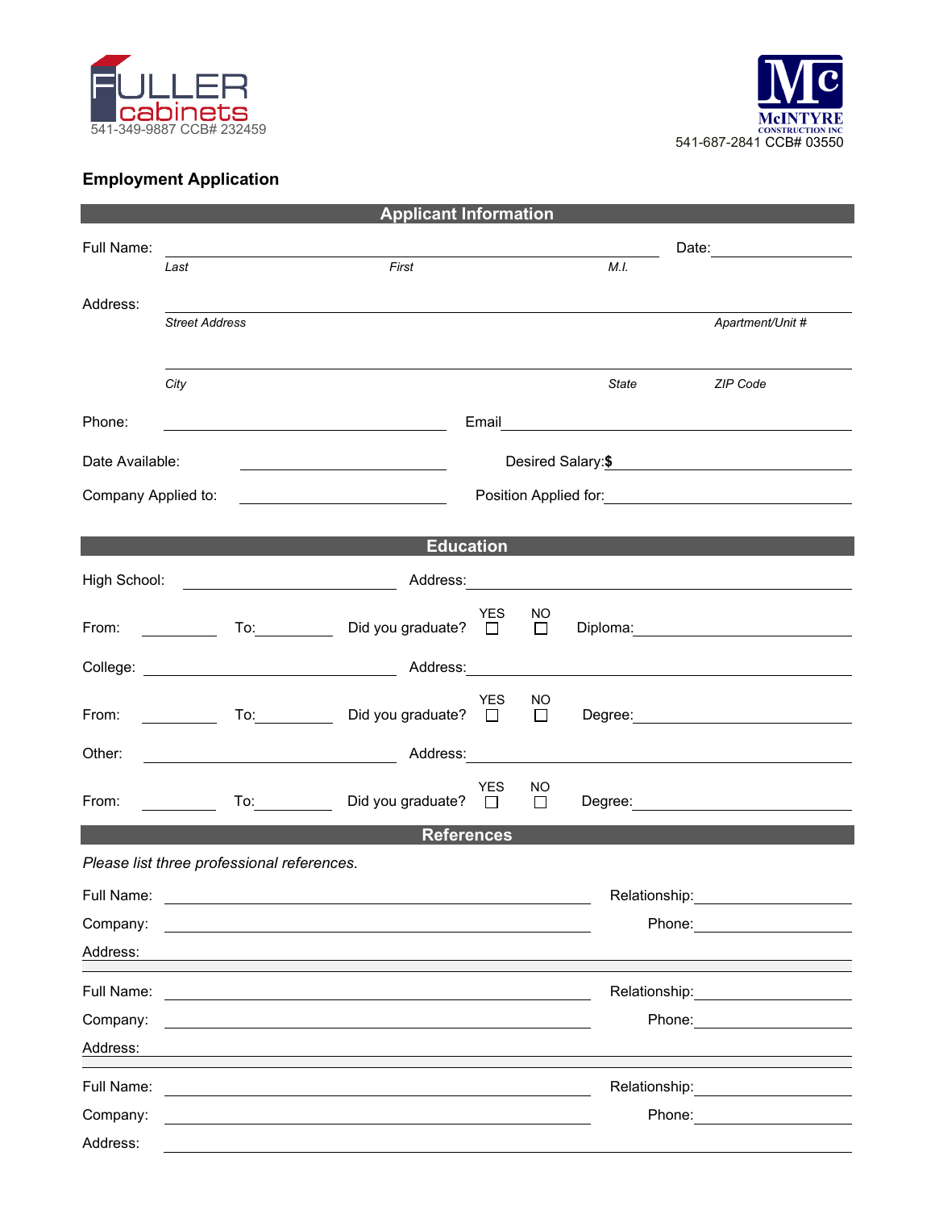FULLER cabinets
541-349-9887 CCB# 232459

McINTYRE CONSTRUCTION INC
541-687-2841 CCB# 03550

## Employment Application

### Applicant Information

Full Name: ______________________________________ Date: __________
*Last* *First* *M.I.*

Address: ______________________________________
*Street Address* *Apartment/Unit #*

______________________________________
*City* *State* *ZIP Code*

Phone: __________________ Email __________________

Date Available: __________________ Desired Salary:**$** __________________

Company Applied to: __________________ Position Applied for: __________________

### Education

High School: __________________ Address: __________________

From: ________ To: ________ Did you graduate? YES ☐ NO ☐ Diploma: __________________

College: __________________ Address: __________________

From: ________ To: ________ Did you graduate? YES ☐ NO ☐ Degree: __________________

Other: __________________ Address: __________________

From: ________ To: ________ Did you graduate? YES ☐ NO ☐ Degree: __________________

### References

*Please list three professional references.*

Full Name: __________________ Relationship: __________________

Company: __________________ Phone: __________________

Address: __________________

Full Name: __________________ Relationship: __________________

Company: __________________ Phone: __________________

Address: __________________

Full Name: __________________ Relationship: __________________

Company: __________________ Phone: __________________

Address: __________________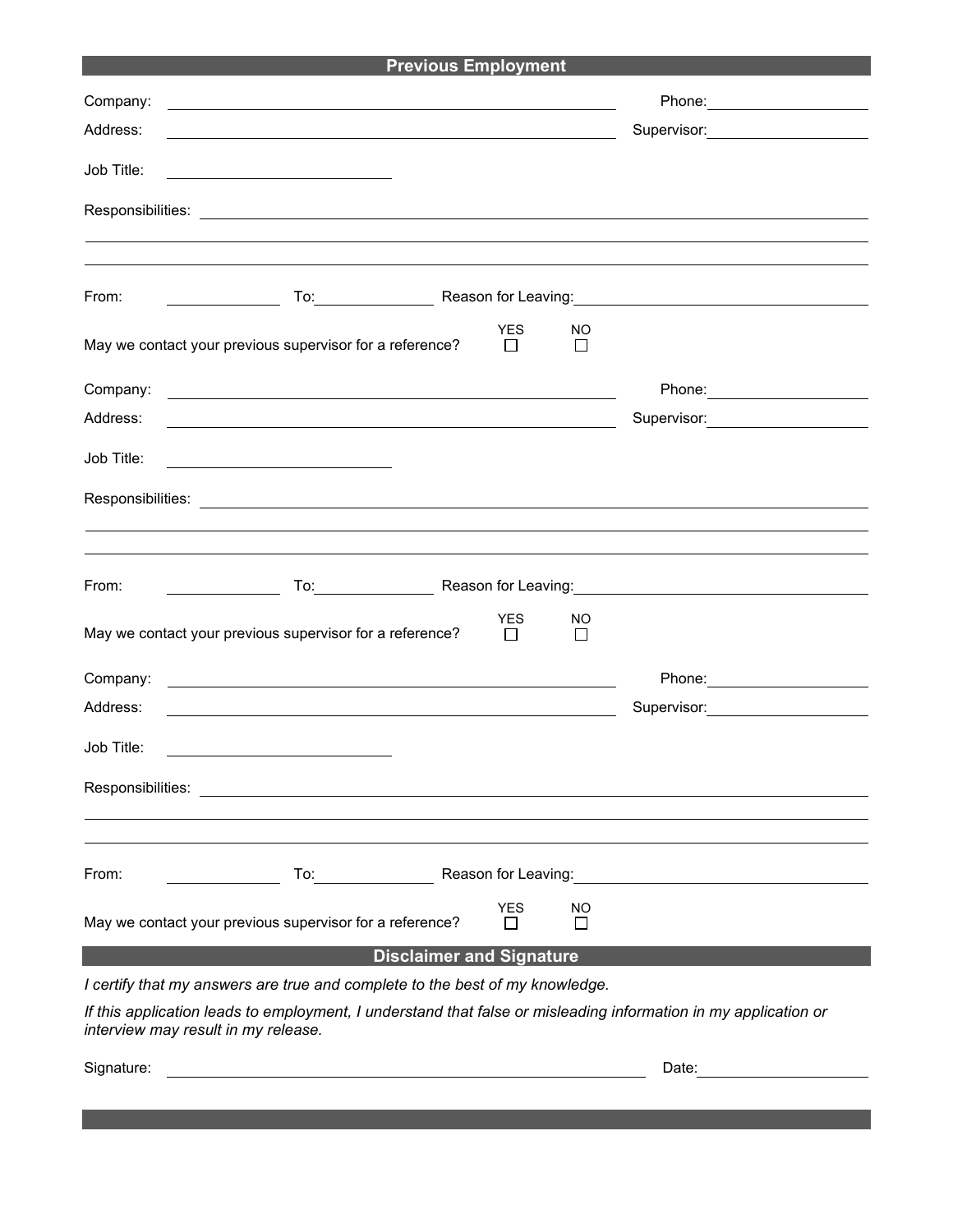## Previous Employment

Company: ____________________________________________ Phone: ________________

Address: ____________________________________________ Supervisor: ________________

Job Title: ______________________

Responsibilities: ____________________________________________________________

______________________________________________________________________________

______________________________________________________________________________

From: ____________ To: ____________ Reason for Leaving: ______________________________

May we contact your previous supervisor for a reference? YES ☐ NO ☐

Company: ____________________________________________ Phone: ________________

Address: ____________________________________________ Supervisor: ________________

Job Title: ______________________

Responsibilities: ____________________________________________________________

______________________________________________________________________________

______________________________________________________________________________

From: ____________ To: ____________ Reason for Leaving: ______________________________

May we contact your previous supervisor for a reference? YES ☐ NO ☐

Company: ____________________________________________ Phone: ________________

Address: ____________________________________________ Supervisor: ________________

Job Title: ______________________

Responsibilities: ____________________________________________________________

______________________________________________________________________________

______________________________________________________________________________

From: ____________ To: ____________ Reason for Leaving: ______________________________

May we contact your previous supervisor for a reference? YES ☐ NO ☐

## Disclaimer and Signature

*I certify that my answers are true and complete to the best of my knowledge.*

*If this application leads to employment, I understand that false or misleading information in my application or interview may result in my release.*

Signature: ____________________________________________ Date: ________________